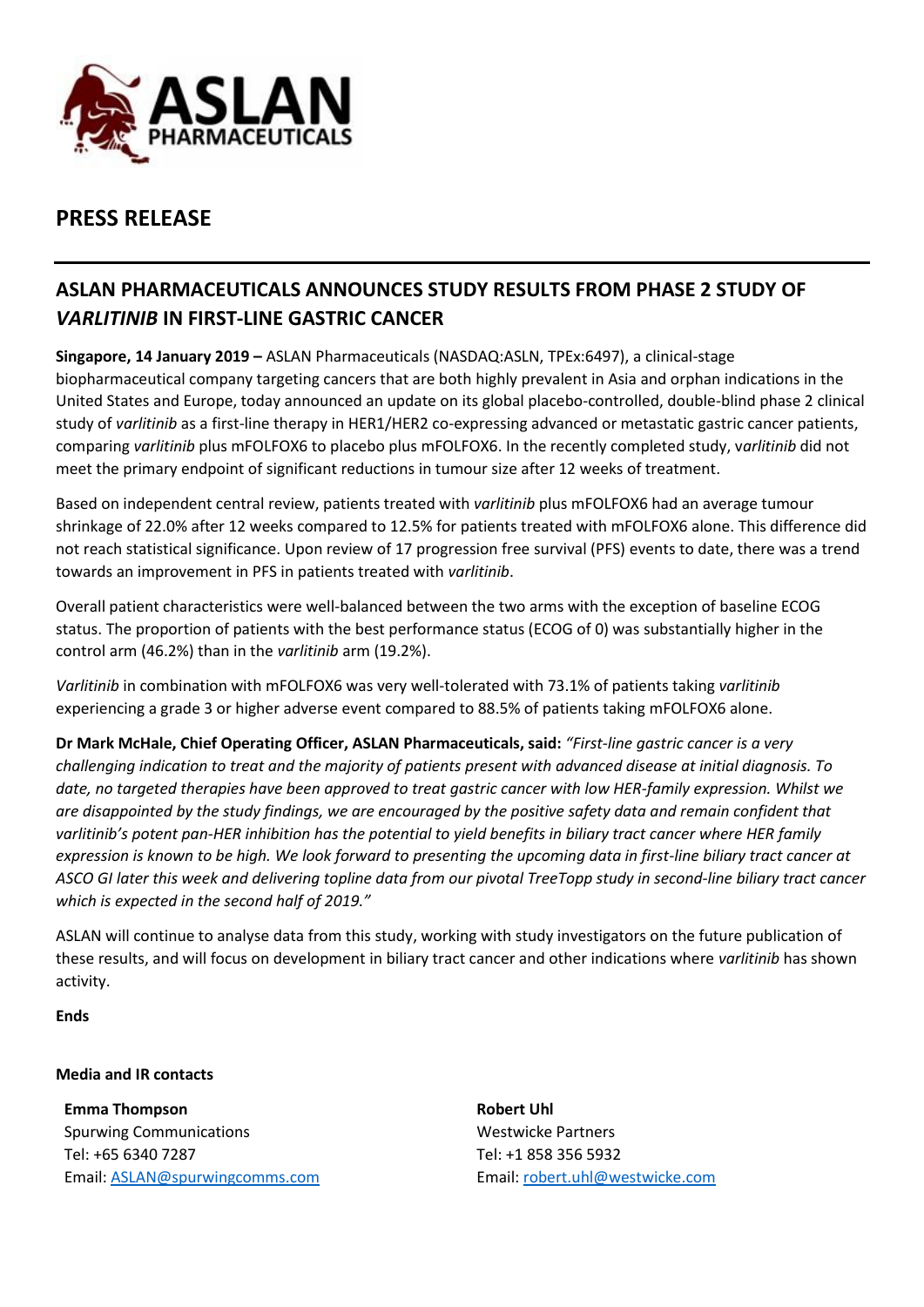# PRESS RELEASE

## ASLAN PHARMACEUTICALS ANNOUNCES STUDY RESULTS FROM PHASE 2 STUDY OF *VARLITINIB* IN FIRST-LINE GASTRIC CANCER

**Singapore, 14 January 2019 –** ASLAN Pharmaceuticals (NASDAQ:ASLN, TPEx:6497), a clinical-stage biopharmaceutical company targeting cancers that are both highly prevalent in Asia and orphan indications in the United States and Europe, today announced an update on its global placebo-controlled, double-blind phase 2 clinical study of *varlitinib* as a first-line therapy in HER1/HER2 co-expressing advanced or metastatic gastric cancer patients, comparing *varlitinib* plus mFOLFOX6 to placebo plus mFOLFOX6. In the recently completed study, v*arlitinib* did not meet the primary endpoint of significant reductions in tumour size after 12 weeks of treatment.

Based on independent central review, patients treated with *varlitinib* plus mFOLFOX6 had an average tumour shrinkage of 22.0% after 12 weeks compared to 12.5% for patients treated with mFOLFOX6 alone. This difference did not reach statistical significance. Upon review of 17 progression free survival (PFS) events to date, there was a trend towards an improvement in PFS in patients treated with *varlitinib*.

Overall patient characteristics were well-balanced between the two arms with the exception of baseline ECOG status. The proportion of patients with the best performance status (ECOG of 0) was substantially higher in the control arm (46.2%) than in the *varlitinib* arm (19.2%).

*Varlitinib* in combination with mFOLFOX6 was very well-tolerated with 73.1% of patients taking *varlitinib* experiencing a grade 3 or higher adverse event compared to 88.5% of patients taking mFOLFOX6 alone.

**Dr Mark McHale, Chief Operating Officer, ASLAN Pharmaceuticals, said:** *"First-line gastric cancer is a very challenging indication to treat and the majority of patients present with advanced disease at initial diagnosis. To date, no targeted therapies have been approved to treat gastric cancer with low HER-family expression. Whilst we are disappointed by the study findings, we are encouraged by the positive safety data and remain confident that varlitinib's potent pan-HER inhibition has the potential to yield benefits in biliary tract cancer where HER family expression is known to be high. We look forward to presenting the upcoming data in first-line biliary tract cancer at ASCO GI later this week and delivering topline data from our pivotal TreeTopp study in second-line biliary tract cancer which is expected in the second half of 2019."*

ASLAN will continue to analyse data from this study, working with study investigators on the future publication of these results, and will focus on development in biliary tract cancer and other indications where *varlitinib* has shown activity.

**Ends**

**Media and IR contacts**

**Emma Thompson**
Spurwing Communications
Tel: +65 6340 7287
Email: ASLAN@spurwingcomms.com

**Robert Uhl**
Westwicke Partners
Tel: +1 858 356 5932
Email: robert.uhl@westwicke.com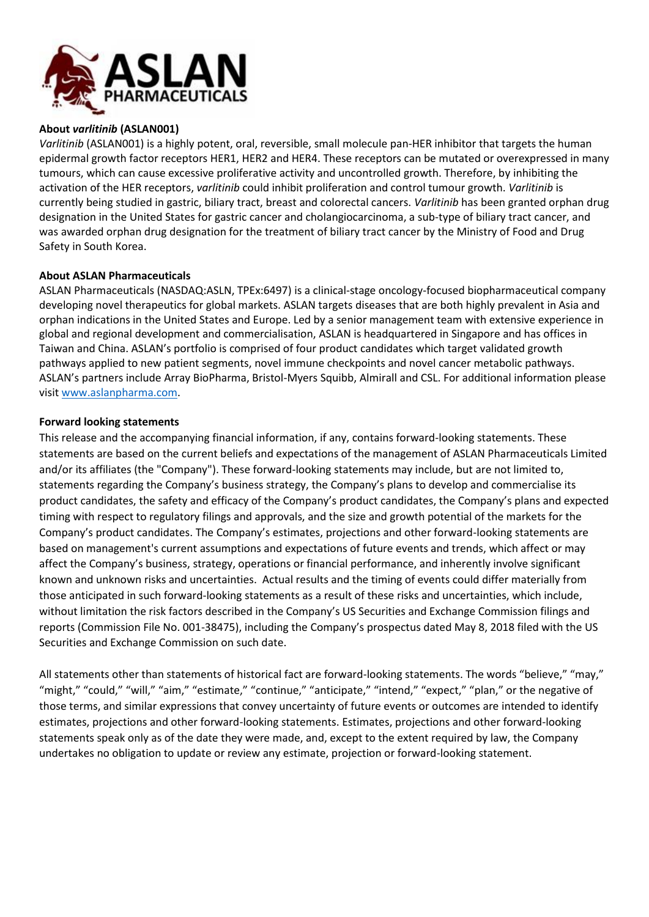### About *varlitinib* (ASLAN001)

*Varlitinib* (ASLAN001) is a highly potent, oral, reversible, small molecule pan-HER inhibitor that targets the human epidermal growth factor receptors HER1, HER2 and HER4. These receptors can be mutated or overexpressed in many tumours, which can cause excessive proliferative activity and uncontrolled growth. Therefore, by inhibiting the activation of the HER receptors, *varlitinib* could inhibit proliferation and control tumour growth. *Varlitinib* is currently being studied in gastric, biliary tract, breast and colorectal cancers. *Varlitinib* has been granted orphan drug designation in the United States for gastric cancer and cholangiocarcinoma, a sub-type of biliary tract cancer, and was awarded orphan drug designation for the treatment of biliary tract cancer by the Ministry of Food and Drug Safety in South Korea.

### About ASLAN Pharmaceuticals

ASLAN Pharmaceuticals (NASDAQ:ASLN, TPEx:6497) is a clinical-stage oncology-focused biopharmaceutical company developing novel therapeutics for global markets. ASLAN targets diseases that are both highly prevalent in Asia and orphan indications in the United States and Europe. Led by a senior management team with extensive experience in global and regional development and commercialisation, ASLAN is headquartered in Singapore and has offices in Taiwan and China. ASLAN's portfolio is comprised of four product candidates which target validated growth pathways applied to new patient segments, novel immune checkpoints and novel cancer metabolic pathways. ASLAN's partners include Array BioPharma, Bristol-Myers Squibb, Almirall and CSL. For additional information please visit www.aslanpharma.com.

### Forward looking statements

This release and the accompanying financial information, if any, contains forward-looking statements. These statements are based on the current beliefs and expectations of the management of ASLAN Pharmaceuticals Limited and/or its affiliates (the "Company"). These forward-looking statements may include, but are not limited to, statements regarding the Company's business strategy, the Company's plans to develop and commercialise its product candidates, the safety and efficacy of the Company's product candidates, the Company's plans and expected timing with respect to regulatory filings and approvals, and the size and growth potential of the markets for the Company's product candidates. The Company's estimates, projections and other forward-looking statements are based on management's current assumptions and expectations of future events and trends, which affect or may affect the Company's business, strategy, operations or financial performance, and inherently involve significant known and unknown risks and uncertainties. Actual results and the timing of events could differ materially from those anticipated in such forward-looking statements as a result of these risks and uncertainties, which include, without limitation the risk factors described in the Company's US Securities and Exchange Commission filings and reports (Commission File No. 001-38475), including the Company's prospectus dated May 8, 2018 filed with the US Securities and Exchange Commission on such date.

All statements other than statements of historical fact are forward-looking statements. The words "believe," "may," "might," "could," "will," "aim," "estimate," "continue," "anticipate," "intend," "expect," "plan," or the negative of those terms, and similar expressions that convey uncertainty of future events or outcomes are intended to identify estimates, projections and other forward-looking statements. Estimates, projections and other forward-looking statements speak only as of the date they were made, and, except to the extent required by law, the Company undertakes no obligation to update or review any estimate, projection or forward-looking statement.